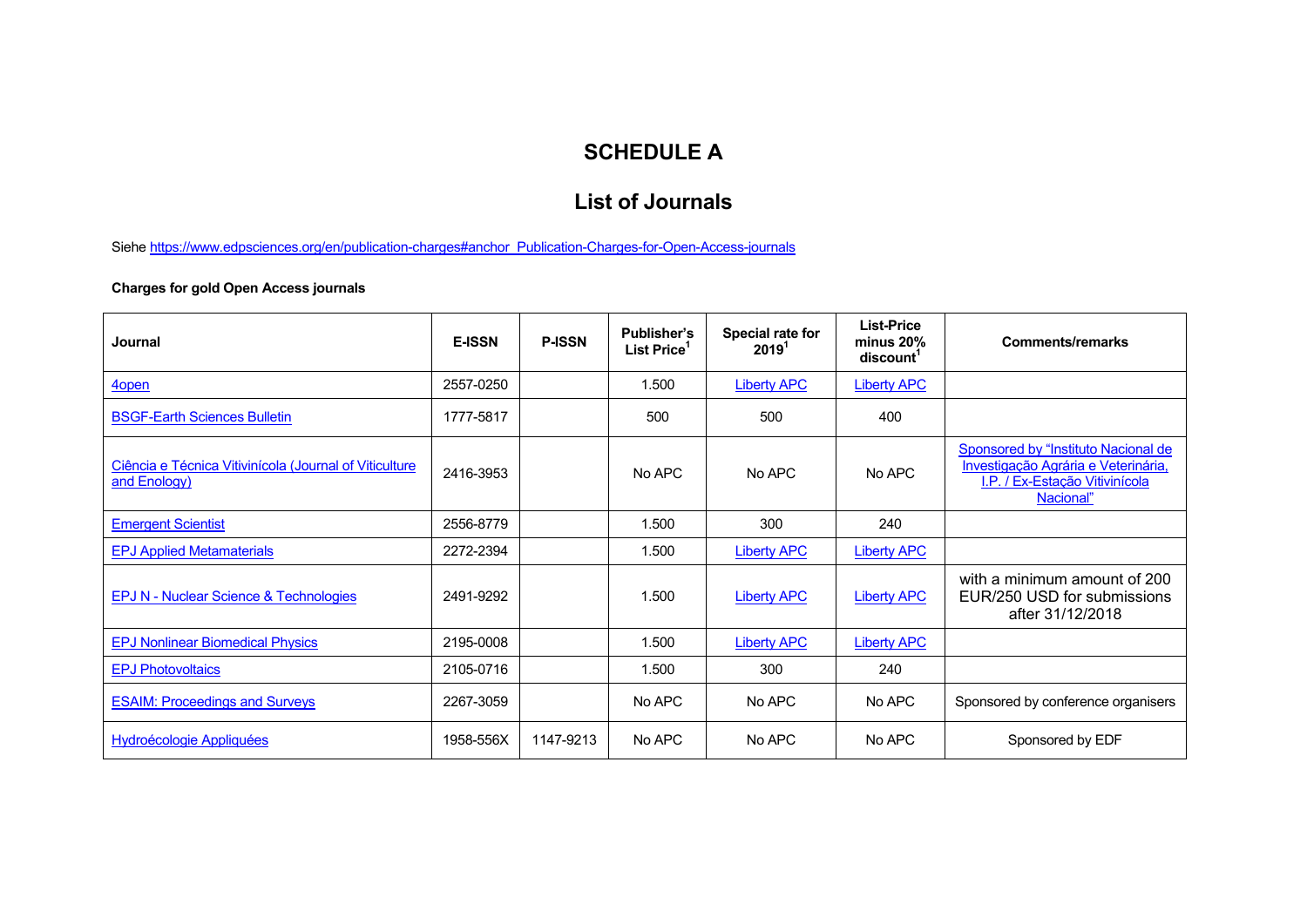# SCHEDULE A

## List of Journals

Siehe https://www.edpsciences.org/en/publication-charges#anchor_Publication-Charges-for-Open-Access-journals

**Charges for gold Open Access journals**

| Journal | E-ISSN | P-ISSN | Publisher's List Price[1] | Special rate for 2019[1] | List-Price minus 20% discount[1] | Comments/remarks |
|---|---|---|---|---|---|---|
| 4open | 2557-0250 | | 1.500 | Liberty APC | Liberty APC | |
| BSGF-Earth Sciences Bulletin | 1777-5817 | | 500 | 500 | 400 | |
| Ciência e Técnica Vitivinícola (Journal of Viticulture and Enology) | 2416-3953 | | No APC | No APC | No APC | Sponsored by "Instituto Nacional de Investigação Agrária e Veterinária, I.P. / Ex-Estação Vitivinícola Nacional" |
| Emergent Scientist | 2556-8779 | | 1.500 | 300 | 240 | |
| EPJ Applied Metamaterials | 2272-2394 | | 1.500 | Liberty APC | Liberty APC | |
| EPJ N - Nuclear Science & Technologies | 2491-9292 | | 1.500 | Liberty APC | Liberty APC | with a minimum amount of 200 EUR/250 USD for submissions after 31/12/2018 |
| EPJ Nonlinear Biomedical Physics | 2195-0008 | | 1.500 | Liberty APC | Liberty APC | |
| EPJ Photovoltaics | 2105-0716 | | 1.500 | 300 | 240 | |
| ESAIM: Proceedings and Surveys | 2267-3059 | | No APC | No APC | No APC | Sponsored by conference organisers |
| Hydroécologie Appliquées | 1958-556X | 1147-9213 | No APC | No APC | No APC | Sponsored by EDF |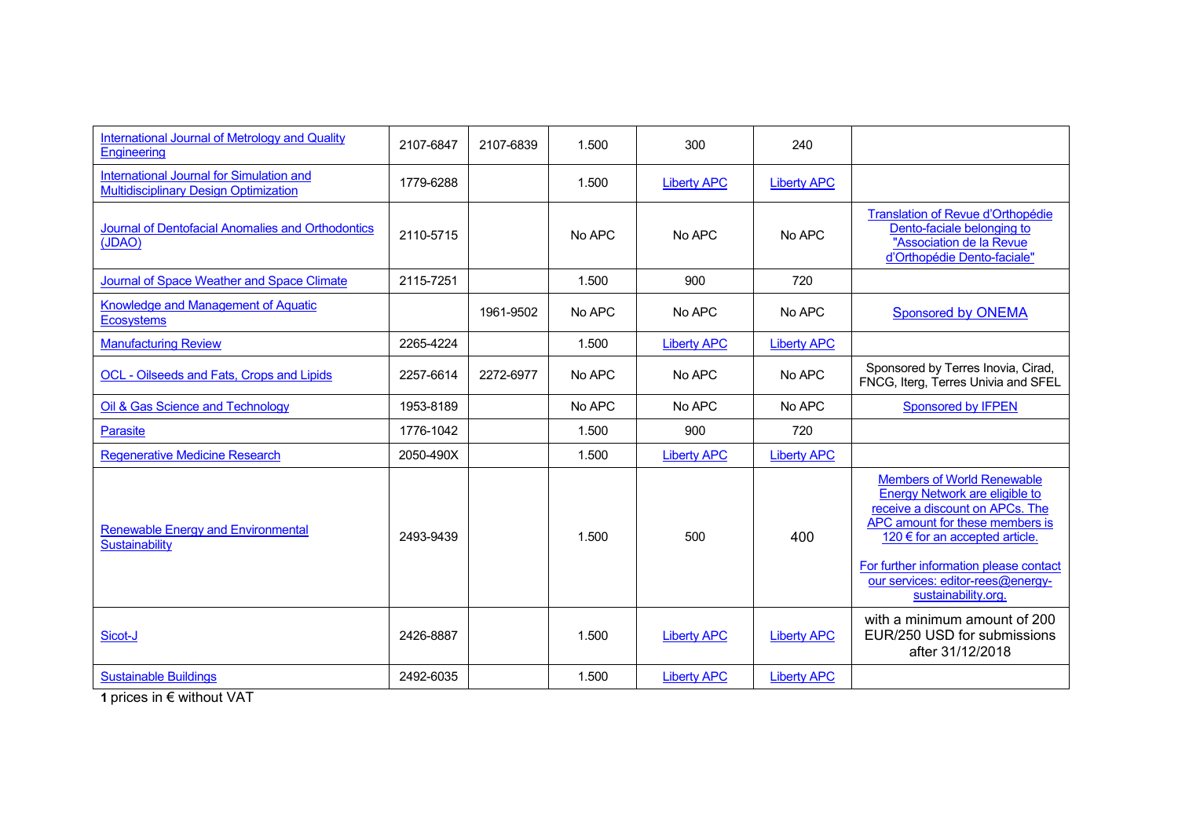| | | | | | | |
|---|---|---|---|---|---|---|
| International Journal of Metrology and Quality Engineering | 2107-6847 | 2107-6839 | 1.500 | 300 | 240 | |
| International Journal for Simulation and Multidisciplinary Design Optimization | 1779-6288 | | 1.500 | Liberty APC | Liberty APC | |
| Journal of Dentofacial Anomalies and Orthodontics (JDAO) | 2110-5715 | | No APC | No APC | No APC | Translation of Revue d'Orthopédie Dento-faciale belonging to "Association de la Revue d'Orthopédie Dento-faciale" |
| Journal of Space Weather and Space Climate | 2115-7251 | | 1.500 | 900 | 720 | |
| Knowledge and Management of Aquatic Ecosystems | | 1961-9502 | No APC | No APC | No APC | Sponsored by ONEMA |
| Manufacturing Review | 2265-4224 | | 1.500 | Liberty APC | Liberty APC | |
| OCL - Oilseeds and Fats, Crops and Lipids | 2257-6614 | 2272-6977 | No APC | No APC | No APC | Sponsored by Terres Inovia, Cirad, FNCG, Iterg, Terres Univia and SFEL |
| Oil & Gas Science and Technology | 1953-8189 | | No APC | No APC | No APC | Sponsored by IFPEN |
| Parasite | 1776-1042 | | 1.500 | 900 | 720 | |
| Regenerative Medicine Research | 2050-490X | | 1.500 | Liberty APC | Liberty APC | |
| Renewable Energy and Environmental Sustainability | 2493-9439 | | 1.500 | 500 | 400 | Members of World Renewable Energy Network are eligible to receive a discount on APCs. The APC amount for these members is 120 € for an accepted article. For further information please contact our services: editor-rees@energy-sustainability.org. |
| Sicot-J | 2426-8887 | | 1.500 | Liberty APC | Liberty APC | with a minimum amount of 200 EUR/250 USD for submissions after 31/12/2018 |
| Sustainable Buildings | 2492-6035 | | 1.500 | Liberty APC | Liberty APC | |

**1** prices in € without VAT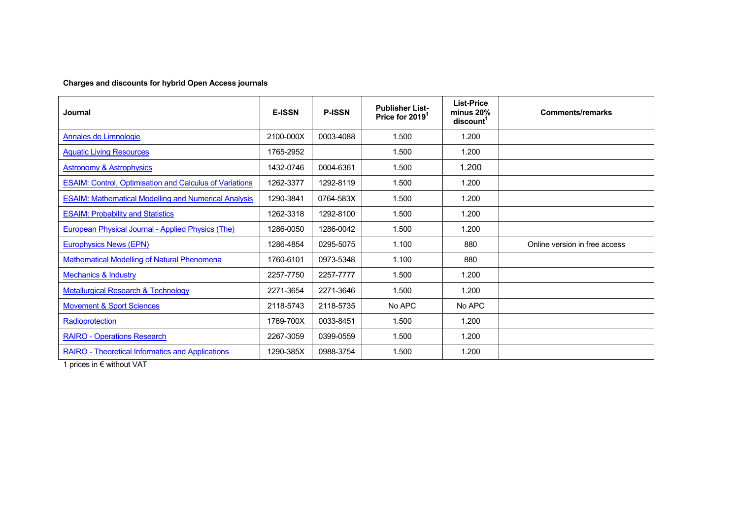**Charges and discounts for hybrid Open Access journals**

| Journal | E-ISSN | P-ISSN | Publisher List-Price for 2019[1] | List-Price minus 20% discount[1] | Comments/remarks |
|---|---|---|---|---|---|
| Annales de Limnologie | 2100-000X | 0003-4088 | 1.500 | 1.200 | |
| Aquatic Living Resources | 1765-2952 | | 1.500 | 1.200 | |
| Astronomy & Astrophysics | 1432-0746 | 0004-6361 | 1.500 | 1.200 | |
| ESAIM: Control, Optimisation and Calculus of Variations | 1262-3377 | 1292-8119 | 1.500 | 1.200 | |
| ESAIM: Mathematical Modelling and Numerical Analysis | 1290-3841 | 0764-583X | 1.500 | 1.200 | |
| ESAIM: Probability and Statistics | 1262-3318 | 1292-8100 | 1.500 | 1.200 | |
| European Physical Journal - Applied Physics (The) | 1286-0050 | 1286-0042 | 1.500 | 1.200 | |
| Europhysics News (EPN) | 1286-4854 | 0295-5075 | 1.100 | 880 | Online version in free access |
| Mathematical Modelling of Natural Phenomena | 1760-6101 | 0973-5348 | 1.100 | 880 | |
| Mechanics & Industry | 2257-7750 | 2257-7777 | 1.500 | 1.200 | |
| Metallurgical Research & Technology | 2271-3654 | 2271-3646 | 1.500 | 1.200 | |
| Movement & Sport Sciences | 2118-5743 | 2118-5735 | No APC | No APC | |
| Radioprotection | 1769-700X | 0033-8451 | 1.500 | 1.200 | |
| RAIRO - Operations Research | 2267-3059 | 0399-0559 | 1.500 | 1.200 | |
| RAIRO - Theoretical Informatics and Applications | 1290-385X | 0988-3754 | 1.500 | 1.200 | |

1 prices in € without VAT